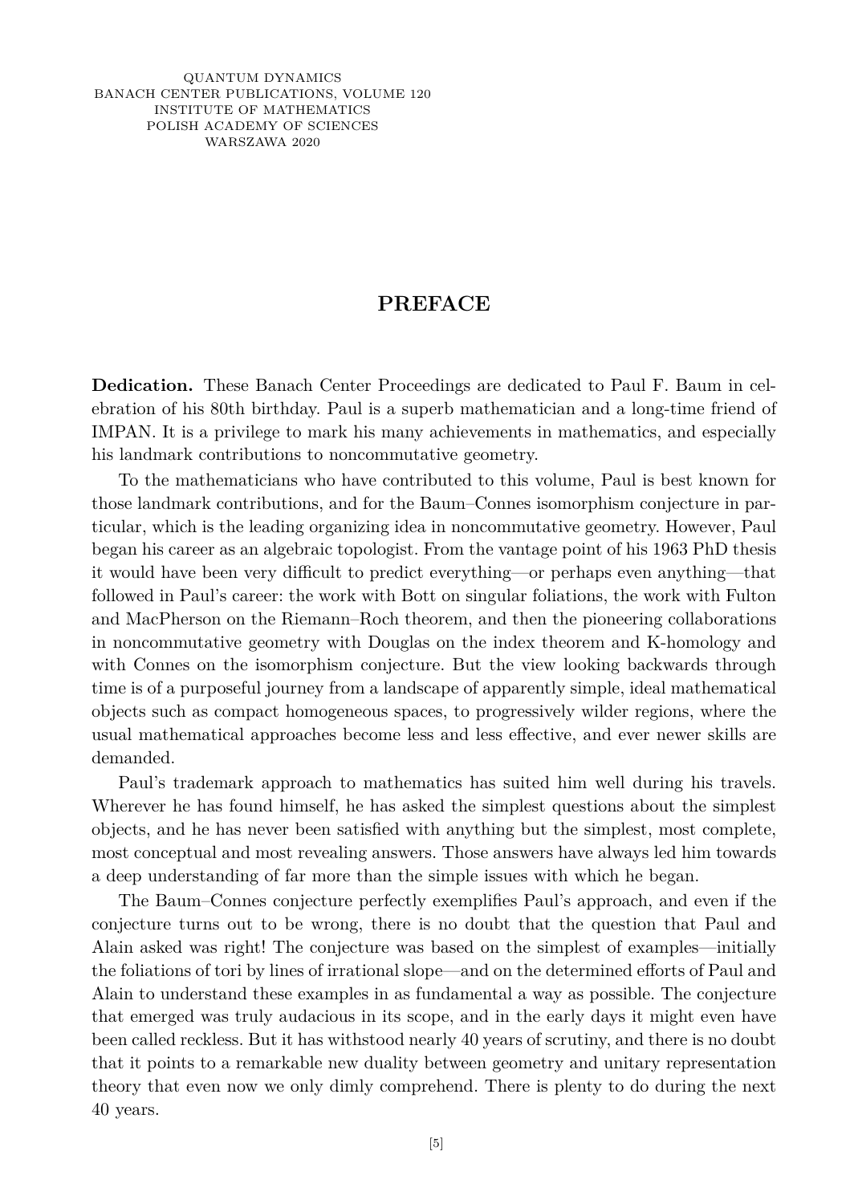# PREFACE

**Dedication.** These Banach Center Proceedings are dedicated to Paul F. Baum in celebration of his 80th birthday. Paul is a superb mathematician and a long-time friend of IMPAN. It is a privilege to mark his many achievements in mathematics, and especially his landmark contributions to noncommutative geometry.

To the mathematicians who have contributed to this volume, Paul is best known for those landmark contributions, and for the Baum–Connes isomorphism conjecture in particular, which is the leading organizing idea in noncommutative geometry. However, Paul began his career as an algebraic topologist. From the vantage point of his 1963 PhD thesis it would have been very difficult to predict everything—or perhaps even anything—that followed in Paul's career: the work with Bott on singular foliations, the work with Fulton and MacPherson on the Riemann–Roch theorem, and then the pioneering collaborations in noncommutative geometry with Douglas on the index theorem and K-homology and with Connes on the isomorphism conjecture. But the view looking backwards through time is of a purposeful journey from a landscape of apparently simple, ideal mathematical objects such as compact homogeneous spaces, to progressively wilder regions, where the usual mathematical approaches become less and less effective, and ever newer skills are demanded.

Paul's trademark approach to mathematics has suited him well during his travels. Wherever he has found himself, he has asked the simplest questions about the simplest objects, and he has never been satisfied with anything but the simplest, most complete, most conceptual and most revealing answers. Those answers have always led him towards a deep understanding of far more than the simple issues with which he began.

The Baum–Connes conjecture perfectly exemplifies Paul's approach, and even if the conjecture turns out to be wrong, there is no doubt that the question that Paul and Alain asked was right! The conjecture was based on the simplest of examples—initially the foliations of tori by lines of irrational slope—and on the determined efforts of Paul and Alain to understand these examples in as fundamental a way as possible. The conjecture that emerged was truly audacious in its scope, and in the early days it might even have been called reckless. But it has withstood nearly 40 years of scrutiny, and there is no doubt that it points to a remarkable new duality between geometry and unitary representation theory that even now we only dimly comprehend. There is plenty to do during the next 40 years.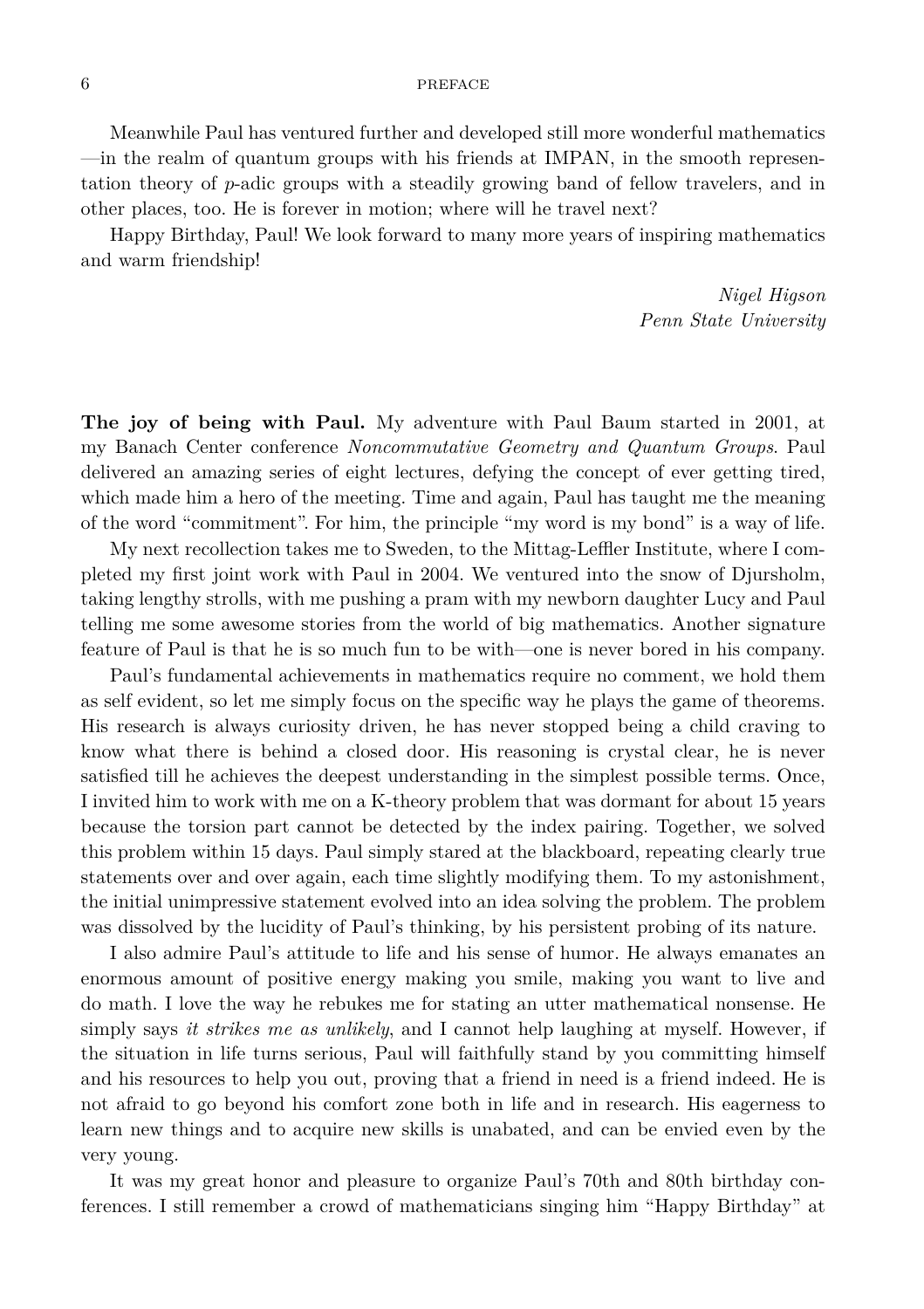Meanwhile Paul has ventured further and developed still more wonderful mathematics —in the realm of quantum groups with his friends at IMPAN, in the smooth representation theory of $p$-adic groups with a steadily growing band of fellow travelers, and in other places, too. He is forever in motion; where will he travel next?

Happy Birthday, Paul! We look forward to many more years of inspiring mathematics and warm friendship!

*Nigel Higson*
*Penn State University*

**The joy of being with Paul.** My adventure with Paul Baum started in 2001, at my Banach Center conference *Noncommutative Geometry and Quantum Groups*. Paul delivered an amazing series of eight lectures, defying the concept of ever getting tired, which made him a hero of the meeting. Time and again, Paul has taught me the meaning of the word "commitment". For him, the principle "my word is my bond" is a way of life.

My next recollection takes me to Sweden, to the Mittag-Leffler Institute, where I completed my first joint work with Paul in 2004. We ventured into the snow of Djursholm, taking lengthy strolls, with me pushing a pram with my newborn daughter Lucy and Paul telling me some awesome stories from the world of big mathematics. Another signature feature of Paul is that he is so much fun to be with—one is never bored in his company.

Paul's fundamental achievements in mathematics require no comment, we hold them as self evident, so let me simply focus on the specific way he plays the game of theorems. His research is always curiosity driven, he has never stopped being a child craving to know what there is behind a closed door. His reasoning is crystal clear, he is never satisfied till he achieves the deepest understanding in the simplest possible terms. Once, I invited him to work with me on a K-theory problem that was dormant for about 15 years because the torsion part cannot be detected by the index pairing. Together, we solved this problem within 15 days. Paul simply stared at the blackboard, repeating clearly true statements over and over again, each time slightly modifying them. To my astonishment, the initial unimpressive statement evolved into an idea solving the problem. The problem was dissolved by the lucidity of Paul's thinking, by his persistent probing of its nature.

I also admire Paul's attitude to life and his sense of humor. He always emanates an enormous amount of positive energy making you smile, making you want to live and do math. I love the way he rebukes me for stating an utter mathematical nonsense. He simply says *it strikes me as unlikely*, and I cannot help laughing at myself. However, if the situation in life turns serious, Paul will faithfully stand by you committing himself and his resources to help you out, proving that a friend in need is a friend indeed. He is not afraid to go beyond his comfort zone both in life and in research. His eagerness to learn new things and to acquire new skills is unabated, and can be envied even by the very young.

It was my great honor and pleasure to organize Paul's 70th and 80th birthday conferences. I still remember a crowd of mathematicians singing him "Happy Birthday" at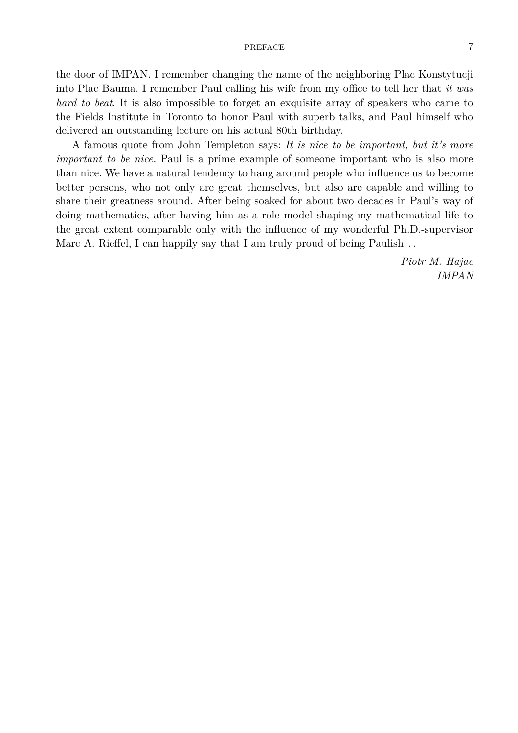the door of IMPAN. I remember changing the name of the neighboring Plac Konstytucji into Plac Bauma. I remember Paul calling his wife from my office to tell her that *it was hard to beat.* It is also impossible to forget an exquisite array of speakers who came to the Fields Institute in Toronto to honor Paul with superb talks, and Paul himself who delivered an outstanding lecture on his actual 80th birthday.

A famous quote from John Templeton says: *It is nice to be important, but it's more important to be nice.* Paul is a prime example of someone important who is also more than nice. We have a natural tendency to hang around people who influence us to become better persons, who not only are great themselves, but also are capable and willing to share their greatness around. After being soaked for about two decades in Paul's way of doing mathematics, after having him as a role model shaping my mathematical life to the great extent comparable only with the influence of my wonderful Ph.D.-supervisor Marc A. Rieffel, I can happily say that I am truly proud of being Paulish. . .

*Piotr M. Hajac*
*IMPAN*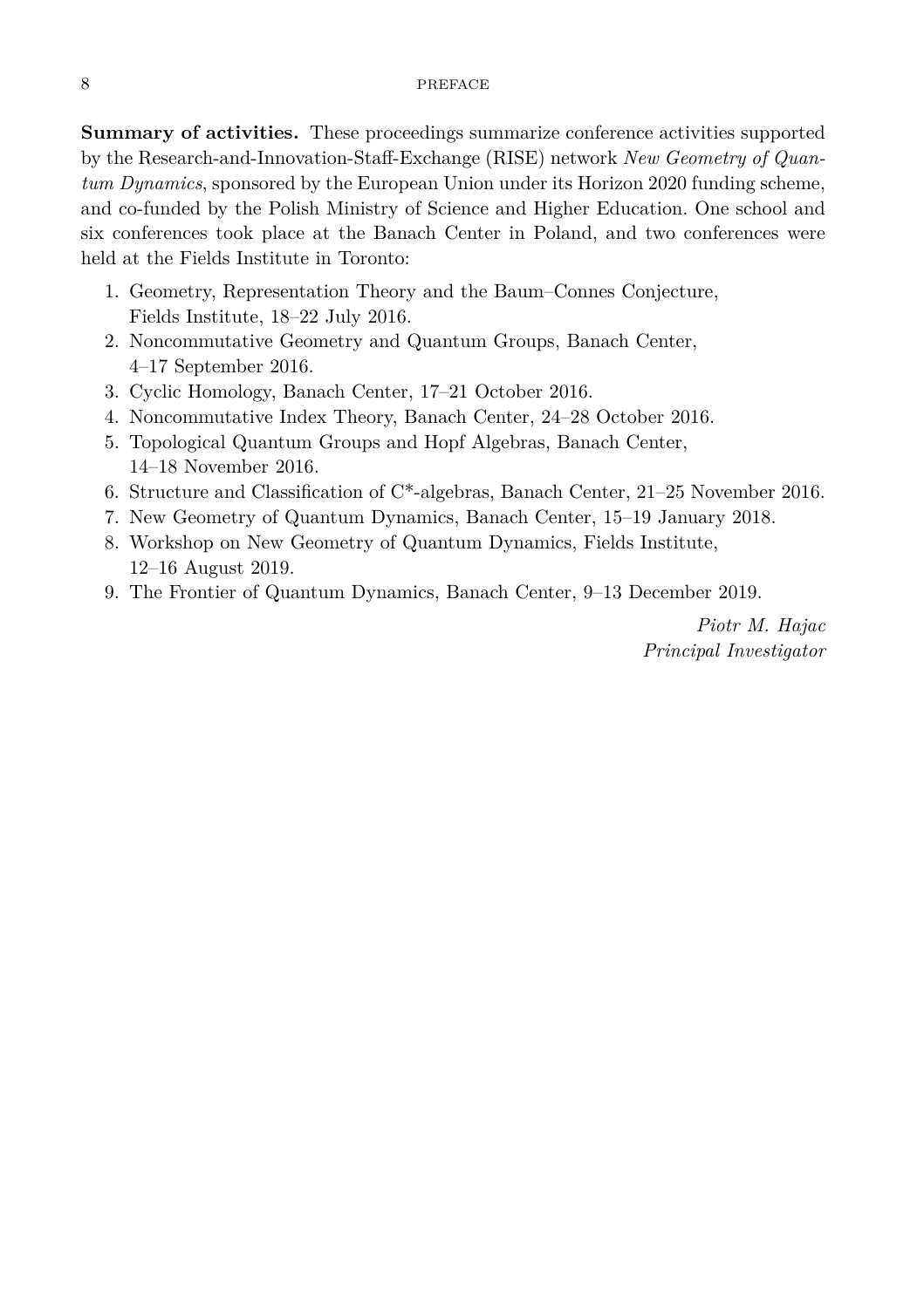**Summary of activities.** These proceedings summarize conference activities supported by the Research-and-Innovation-Staff-Exchange (RISE) network *New Geometry of Quantum Dynamics*, sponsored by the European Union under its Horizon 2020 funding scheme, and co-funded by the Polish Ministry of Science and Higher Education. One school and six conferences took place at the Banach Center in Poland, and two conferences were held at the Fields Institute in Toronto:

1. Geometry, Representation Theory and the Baum–Connes Conjecture, Fields Institute, 18–22 July 2016.
2. Noncommutative Geometry and Quantum Groups, Banach Center, 4–17 September 2016.
3. Cyclic Homology, Banach Center, 17–21 October 2016.
4. Noncommutative Index Theory, Banach Center, 24–28 October 2016.
5. Topological Quantum Groups and Hopf Algebras, Banach Center, 14–18 November 2016.
6. Structure and Classification of C*-algebras, Banach Center, 21–25 November 2016.
7. New Geometry of Quantum Dynamics, Banach Center, 15–19 January 2018.
8. Workshop on New Geometry of Quantum Dynamics, Fields Institute, 12–16 August 2019.
9. The Frontier of Quantum Dynamics, Banach Center, 9–13 December 2019.

*Piotr M. Hajac*
*Principal Investigator*